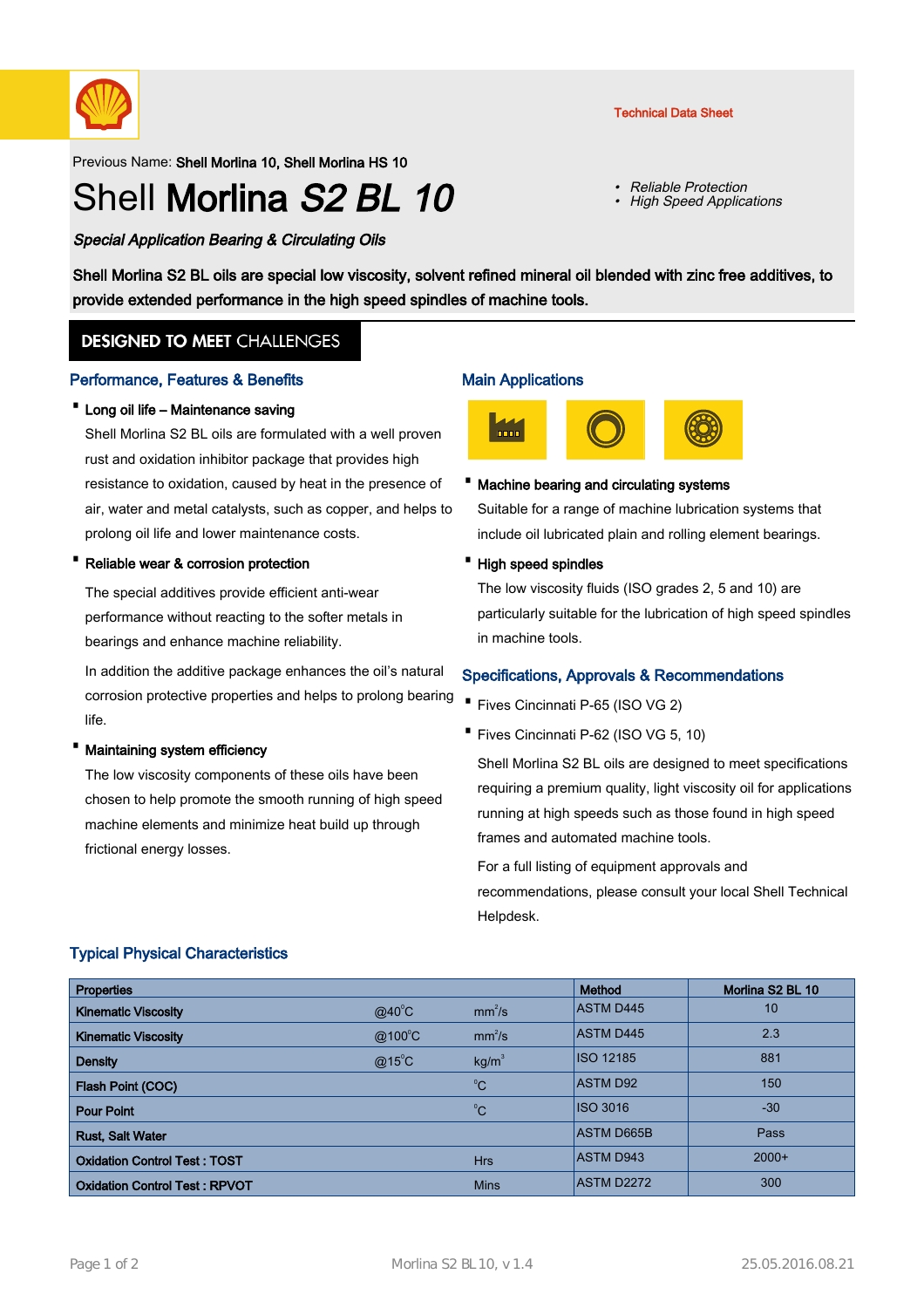Technical Data Sheet

Previous Name: **Shell Morlina 10, Shell Morlina HS 10**

# Shell **Morlina** ***S2 BL 10***

- *Reliable Protection*
- *High Speed Applications*

***Special Application Bearing & Circulating Oils***

**Shell Morlina S2 BL oils are special low viscosity, solvent refined mineral oil blended with zinc free additives, to provide extended performance in the high speed spindles of machine tools.**

## DESIGNED TO MEET CHALLENGES

### Performance, Features & Benefits

- **Long oil life – Maintenance saving**

  Shell Morlina S2 BL oils are formulated with a well proven rust and oxidation inhibitor package that provides high resistance to oxidation, caused by heat in the presence of air, water and metal catalysts, such as copper, and helps to prolong oil life and lower maintenance costs.

- **Reliable wear & corrosion protection**

  The special additives provide efficient anti-wear performance without reacting to the softer metals in bearings and enhance machine reliability.

  In addition the additive package enhances the oil's natural corrosion protective properties and helps to prolong bearing life.

- **Maintaining system efficiency**

  The low viscosity components of these oils have been chosen to help promote the smooth running of high speed machine elements and minimize heat build up through frictional energy losses.

### Main Applications

- **Machine bearing and circulating systems**

  Suitable for a range of machine lubrication systems that include oil lubricated plain and rolling element bearings.

- **High speed spindles**

  The low viscosity fluids (ISO grades 2, 5 and 10) are particularly suitable for the lubrication of high speed spindles in machine tools.

### Specifications, Approvals & Recommendations

- Fives Cincinnati P-65 (ISO VG 2)
- Fives Cincinnati P-62 (ISO VG 5, 10)

Shell Morlina S2 BL oils are designed to meet specifications requiring a premium quality, light viscosity oil for applications running at high speeds such as those found in high speed frames and automated machine tools.

For a full listing of equipment approvals and recommendations, please consult your local Shell Technical Helpdesk.

### Typical Physical Characteristics

| Properties | | | Method | Morlina S2 BL 10 |
|---|---|---|---|---|
| Kinematic Viscosity | @40°C | mm²/s | ASTM D445 | 10 |
| Kinematic Viscosity | @100°C | mm²/s | ASTM D445 | 2.3 |
| Density | @15°C | kg/m³ | ISO 12185 | 881 |
| Flash Point (COC) | | °C | ASTM D92 | 150 |
| Pour Point | | °C | ISO 3016 | -30 |
| Rust, Salt Water | | | ASTM D665B | Pass |
| Oxidation Control Test : TOST | | Hrs | ASTM D943 | 2000+ |
| Oxidation Control Test : RPVOT | | Mins | ASTM D2272 | 300 |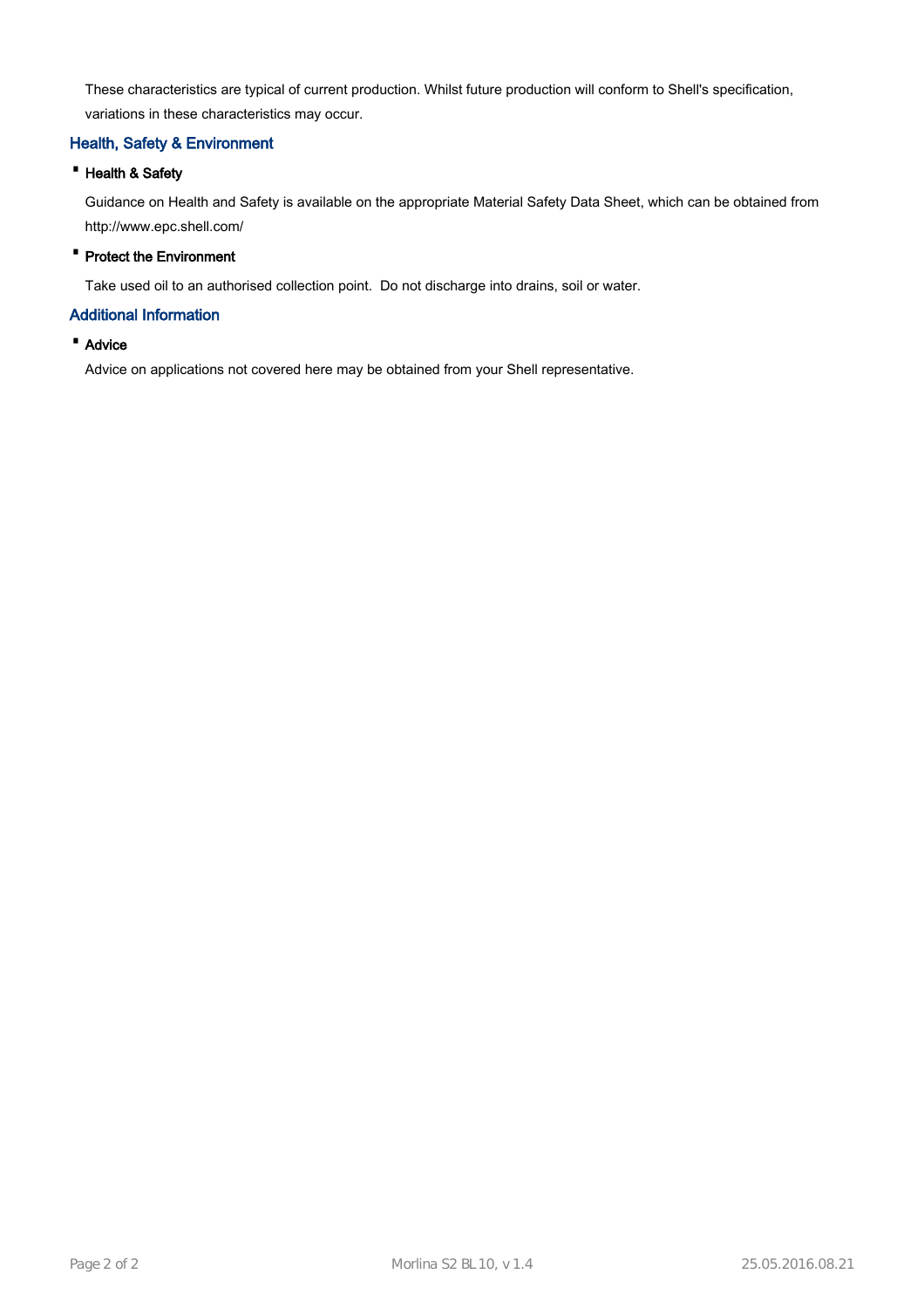These characteristics are typical of current production. Whilst future production will conform to Shell's specification, variations in these characteristics may occur.

## Health, Safety & Environment

- **Health & Safety**

Guidance on Health and Safety is available on the appropriate Material Safety Data Sheet, which can be obtained from http://www.epc.shell.com/

- **Protect the Environment**

Take used oil to an authorised collection point.  Do not discharge into drains, soil or water.

## Additional Information

- **Advice**

Advice on applications not covered here may be obtained from your Shell representative.